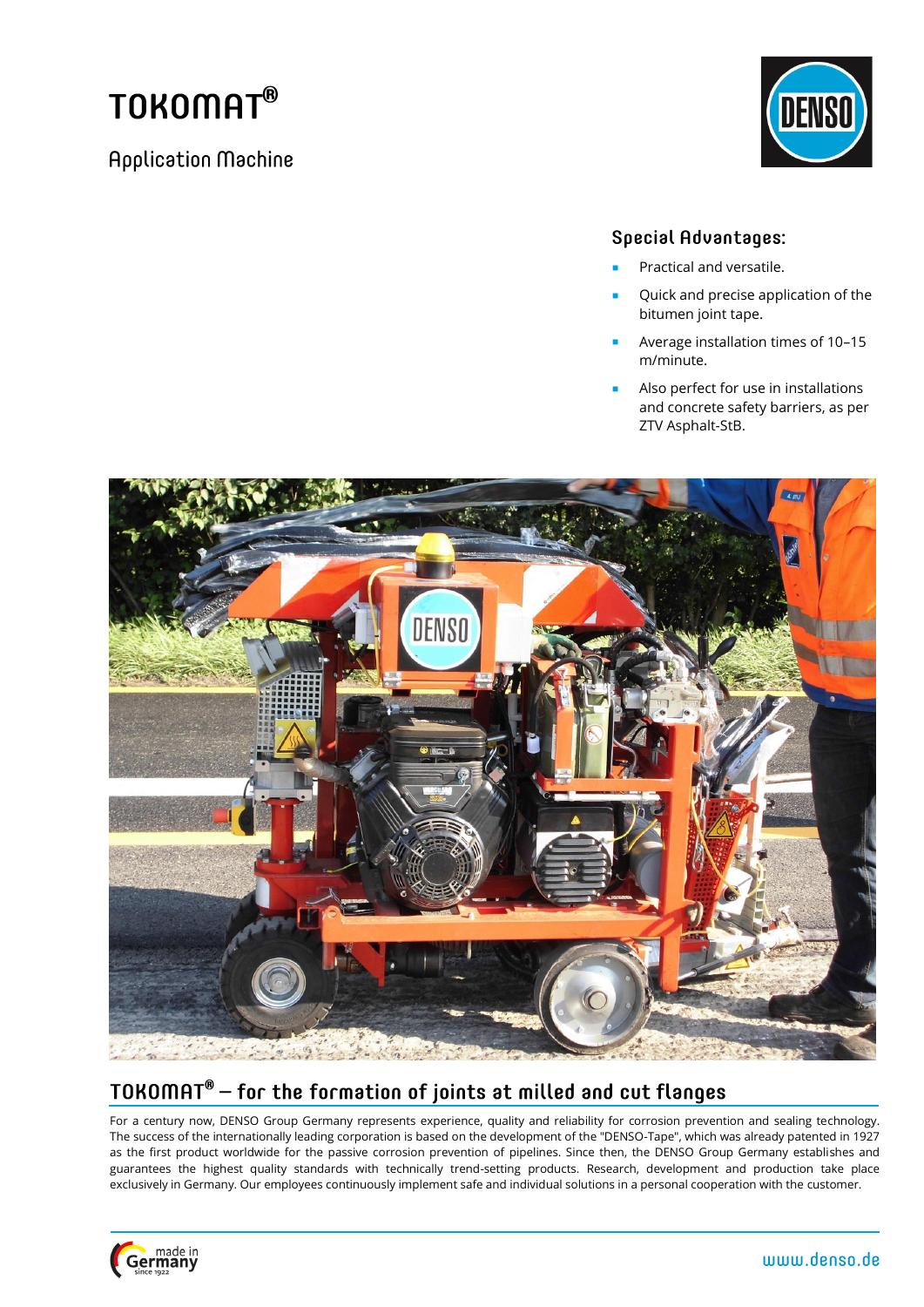# TOKOMAT®

## Application Machine

### Special Advantages:

- Practical and versatile.
- Quick and precise application of the bitumen joint tape.
- Average installation times of 10–15 m/minute.
- Also perfect for use in installations and concrete safety barriers, as per ZTV Asphalt-StB.

## TOKOMAT® – for the formation of joints at milled and cut flanges

For a century now, DENSO Group Germany represents experience, quality and reliability for corrosion prevention and sealing technology. The success of the internationally leading corporation is based on the development of the "DENSO-Tape", which was already patented in 1927 as the first product worldwide for the passive corrosion prevention of pipelines. Since then, the DENSO Group Germany establishes and guarantees the highest quality standards with technically trend-setting products. Research, development and production take place exclusively in Germany. Our employees continuously implement safe and individual solutions in a personal cooperation with the customer.

made in Germany since 1922

www.denso.de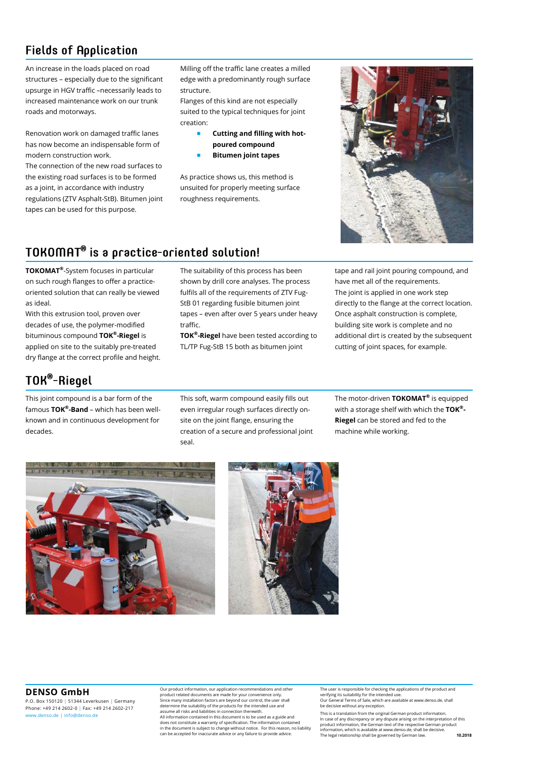## Fields of Application

An increase in the loads placed on road structures – especially due to the significant upsurge in HGV traffic –necessarily leads to increased maintenance work on our trunk roads and motorways.

Renovation work on damaged traffic lanes has now become an indispensable form of modern construction work.
The connection of the new road surfaces to the existing road surfaces is to be formed as a joint, in accordance with industry regulations (ZTV Asphalt-StB). Bitumen joint tapes can be used for this purpose.

Milling off the traffic lane creates a milled edge with a predominantly rough surface structure.
Flanges of this kind are not especially suited to the typical techniques for joint creation:

- **Cutting and filling with hot-poured compound**
- **Bitumen joint tapes**

As practice shows us, this method is unsuited for properly meeting surface roughness requirements.

## TOKOMAT® is a practice-oriented solution!

**TOKOMAT®**-System focuses in particular on such rough flanges to offer a practice-oriented solution that can really be viewed as ideal.
With this extrusion tool, proven over decades of use, the polymer-modified bituminous compound **TOK®-Riegel** is applied on site to the suitably pre-treated dry flange at the correct profile and height.

The suitability of this process has been shown by drill core analyses. The process fulfils all of the requirements of ZTV Fug-StB 01 regarding fusible bitumen joint tapes – even after over 5 years under heavy traffic.
**TOK®-Riegel** have been tested according to TL/TP Fug-StB 15 both as bitumen joint tape and rail joint pouring compound, and have met all of the requirements.
The joint is applied in one work step directly to the flange at the correct location.
Once asphalt construction is complete, building site work is complete and no additional dirt is created by the subsequent cutting of joint spaces, for example.

## TOK®-Riegel

This joint compound is a bar form of the famous **TOK®-Band** – which has been well-known and in continuous development for decades.

This soft, warm compound easily fills out even irregular rough surfaces directly on-site on the joint flange, ensuring the creation of a secure and professional joint seal.

The motor-driven **TOKOMAT®** is equipped with a storage shelf with which the **TOK®-Riegel** can be stored and fed to the machine while working.

**DENSO GmbH**
P.O. Box 150120 | 51344 Leverkusen | Germany
Phone: +49 214 2602-0 | Fax: +49 214 2602-217
www.denso.de | info@denso.de

Our product information, our application recommendations and other product related documents are made for your convenience only.
Since many installation factors are beyond our control, the user shall determine the suitability of the products for the intended use and assume all risks and liabilities in connection therewith.
All information contained in this document is to be used as a guide and does not constitute a warranty of specification. The information contained in the document is subject to change without notice. For this reason, no liability can be accepted for inaccurate advice or any failure to provide advice.

The user is responsible for checking the applications of the product and verifying its suitability for the intended use.
Our General Terms of Sale, which are available at www.denso.de, shall be decisive without any exception.

This is a translation from the original German product information.
In case of any discrepancy or any dispute arising on the interpretation of this product information, the German text of the respective German product information, which is available at www.denso.de, shall be decisive.
The legal relationship shall be governed by German law.

10.2018